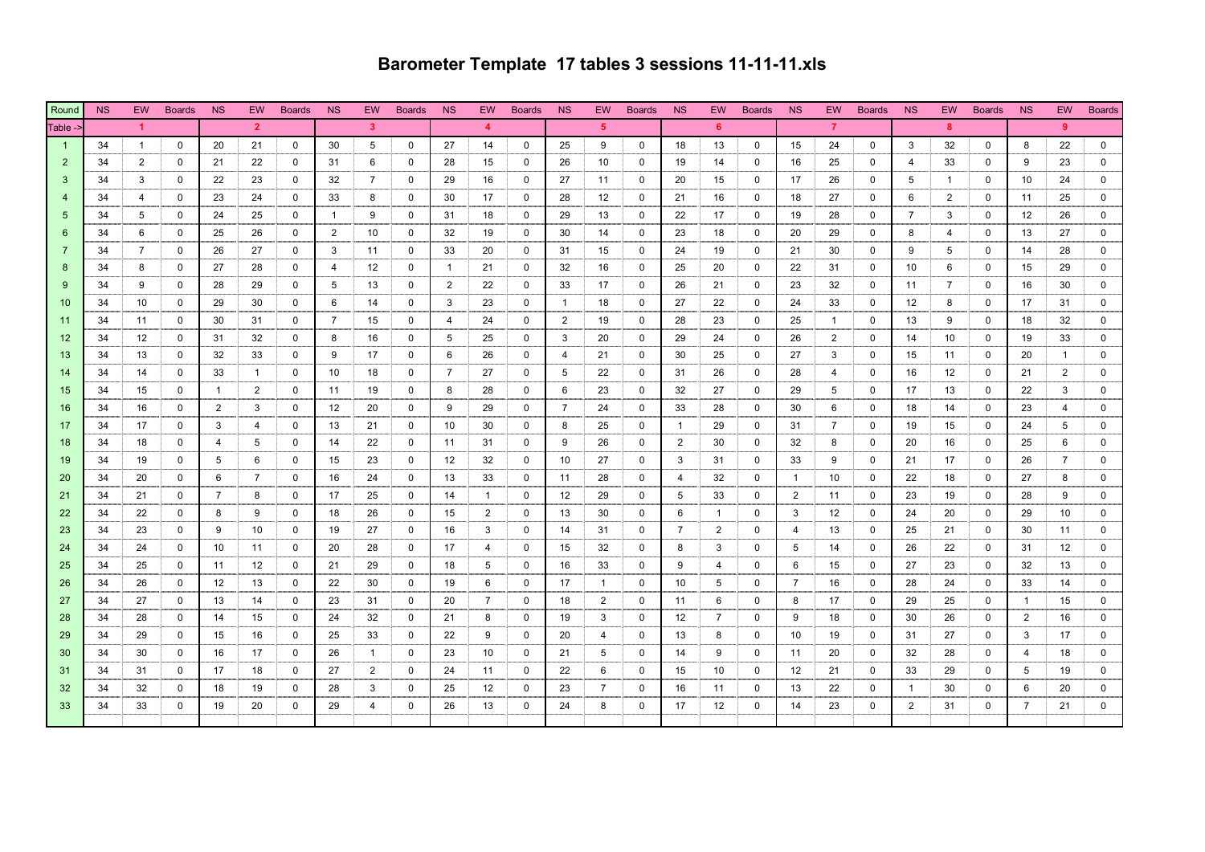# Barometer Template 17 tables 3 sessions 11-11-11.xls

| Round | NS | EW | Boards | NS | EW | Boards | NS | EW | Boards | NS | EW | Boards | NS | EW | Boards | NS | EW | Boards | NS | EW | Boards | NS | EW | Boards | NS | EW | Boards |
|---|---|---|---|---|---|---|---|---|---|---|---|---|---|---|---|---|---|---|---|---|---|---|---|---|---|---|---|
| Table -> | | 1 | | | 2 | | | 3 | | | 4 | | | 5 | | | 6 | | | 7 | | | 8 | | | 9 | |
| 1 | 34 | 1 | 0 | 20 | 21 | 0 | 30 | 5 | 0 | 27 | 14 | 0 | 25 | 9 | 0 | 18 | 13 | 0 | 15 | 24 | 0 | 3 | 32 | 0 | 8 | 22 | 0 |
| 2 | 34 | 2 | 0 | 21 | 22 | 0 | 31 | 6 | 0 | 28 | 15 | 0 | 26 | 10 | 0 | 19 | 14 | 0 | 16 | 25 | 0 | 4 | 33 | 0 | 9 | 23 | 0 |
| 3 | 34 | 3 | 0 | 22 | 23 | 0 | 32 | 7 | 0 | 29 | 16 | 0 | 27 | 11 | 0 | 20 | 15 | 0 | 17 | 26 | 0 | 5 | 1 | 0 | 10 | 24 | 0 |
| 4 | 34 | 4 | 0 | 23 | 24 | 0 | 33 | 8 | 0 | 30 | 17 | 0 | 28 | 12 | 0 | 21 | 16 | 0 | 18 | 27 | 0 | 6 | 2 | 0 | 11 | 25 | 0 |
| 5 | 34 | 5 | 0 | 24 | 25 | 0 | 1 | 9 | 0 | 31 | 18 | 0 | 29 | 13 | 0 | 22 | 17 | 0 | 19 | 28 | 0 | 7 | 3 | 0 | 12 | 26 | 0 |
| 6 | 34 | 6 | 0 | 25 | 26 | 0 | 2 | 10 | 0 | 32 | 19 | 0 | 30 | 14 | 0 | 23 | 18 | 0 | 20 | 29 | 0 | 8 | 4 | 0 | 13 | 27 | 0 |
| 7 | 34 | 7 | 0 | 26 | 27 | 0 | 3 | 11 | 0 | 33 | 20 | 0 | 31 | 15 | 0 | 24 | 19 | 0 | 21 | 30 | 0 | 9 | 5 | 0 | 14 | 28 | 0 |
| 8 | 34 | 8 | 0 | 27 | 28 | 0 | 4 | 12 | 0 | 1 | 21 | 0 | 32 | 16 | 0 | 25 | 20 | 0 | 22 | 31 | 0 | 10 | 6 | 0 | 15 | 29 | 0 |
| 9 | 34 | 9 | 0 | 28 | 29 | 0 | 5 | 13 | 0 | 2 | 22 | 0 | 33 | 17 | 0 | 26 | 21 | 0 | 23 | 32 | 0 | 11 | 7 | 0 | 16 | 30 | 0 |
| 10 | 34 | 10 | 0 | 29 | 30 | 0 | 6 | 14 | 0 | 3 | 23 | 0 | 1 | 18 | 0 | 27 | 22 | 0 | 24 | 33 | 0 | 12 | 8 | 0 | 17 | 31 | 0 |
| 11 | 34 | 11 | 0 | 30 | 31 | 0 | 7 | 15 | 0 | 4 | 24 | 0 | 2 | 19 | 0 | 28 | 23 | 0 | 25 | 1 | 0 | 13 | 9 | 0 | 18 | 32 | 0 |
| 12 | 34 | 12 | 0 | 31 | 32 | 0 | 8 | 16 | 0 | 5 | 25 | 0 | 3 | 20 | 0 | 29 | 24 | 0 | 26 | 2 | 0 | 14 | 10 | 0 | 19 | 33 | 0 |
| 13 | 34 | 13 | 0 | 32 | 33 | 0 | 9 | 17 | 0 | 6 | 26 | 0 | 4 | 21 | 0 | 30 | 25 | 0 | 27 | 3 | 0 | 15 | 11 | 0 | 20 | 1 | 0 |
| 14 | 34 | 14 | 0 | 33 | 1 | 0 | 10 | 18 | 0 | 7 | 27 | 0 | 5 | 22 | 0 | 31 | 26 | 0 | 28 | 4 | 0 | 16 | 12 | 0 | 21 | 2 | 0 |
| 15 | 34 | 15 | 0 | 1 | 2 | 0 | 11 | 19 | 0 | 8 | 28 | 0 | 6 | 23 | 0 | 32 | 27 | 0 | 29 | 5 | 0 | 17 | 13 | 0 | 22 | 3 | 0 |
| 16 | 34 | 16 | 0 | 2 | 3 | 0 | 12 | 20 | 0 | 9 | 29 | 0 | 7 | 24 | 0 | 33 | 28 | 0 | 30 | 6 | 0 | 18 | 14 | 0 | 23 | 4 | 0 |
| 17 | 34 | 17 | 0 | 3 | 4 | 0 | 13 | 21 | 0 | 10 | 30 | 0 | 8 | 25 | 0 | 1 | 29 | 0 | 31 | 7 | 0 | 19 | 15 | 0 | 24 | 5 | 0 |
| 18 | 34 | 18 | 0 | 4 | 5 | 0 | 14 | 22 | 0 | 11 | 31 | 0 | 9 | 26 | 0 | 2 | 30 | 0 | 32 | 8 | 0 | 20 | 16 | 0 | 25 | 6 | 0 |
| 19 | 34 | 19 | 0 | 5 | 6 | 0 | 15 | 23 | 0 | 12 | 32 | 0 | 10 | 27 | 0 | 3 | 31 | 0 | 33 | 9 | 0 | 21 | 17 | 0 | 26 | 7 | 0 |
| 20 | 34 | 20 | 0 | 6 | 7 | 0 | 16 | 24 | 0 | 13 | 33 | 0 | 11 | 28 | 0 | 4 | 32 | 0 | 1 | 10 | 0 | 22 | 18 | 0 | 27 | 8 | 0 |
| 21 | 34 | 21 | 0 | 7 | 8 | 0 | 17 | 25 | 0 | 14 | 1 | 0 | 12 | 29 | 0 | 5 | 33 | 0 | 2 | 11 | 0 | 23 | 19 | 0 | 28 | 9 | 0 |
| 22 | 34 | 22 | 0 | 8 | 9 | 0 | 18 | 26 | 0 | 15 | 2 | 0 | 13 | 30 | 0 | 6 | 1 | 0 | 3 | 12 | 0 | 24 | 20 | 0 | 29 | 10 | 0 |
| 23 | 34 | 23 | 0 | 9 | 10 | 0 | 19 | 27 | 0 | 16 | 3 | 0 | 14 | 31 | 0 | 7 | 2 | 0 | 4 | 13 | 0 | 25 | 21 | 0 | 30 | 11 | 0 |
| 24 | 34 | 24 | 0 | 10 | 11 | 0 | 20 | 28 | 0 | 17 | 4 | 0 | 15 | 32 | 0 | 8 | 3 | 0 | 5 | 14 | 0 | 26 | 22 | 0 | 31 | 12 | 0 |
| 25 | 34 | 25 | 0 | 11 | 12 | 0 | 21 | 29 | 0 | 18 | 5 | 0 | 16 | 33 | 0 | 9 | 4 | 0 | 6 | 15 | 0 | 27 | 23 | 0 | 32 | 13 | 0 |
| 26 | 34 | 26 | 0 | 12 | 13 | 0 | 22 | 30 | 0 | 19 | 6 | 0 | 17 | 1 | 0 | 10 | 5 | 0 | 7 | 16 | 0 | 28 | 24 | 0 | 33 | 14 | 0 |
| 27 | 34 | 27 | 0 | 13 | 14 | 0 | 23 | 31 | 0 | 20 | 7 | 0 | 18 | 2 | 0 | 11 | 6 | 0 | 8 | 17 | 0 | 29 | 25 | 0 | 1 | 15 | 0 |
| 28 | 34 | 28 | 0 | 14 | 15 | 0 | 24 | 32 | 0 | 21 | 8 | 0 | 19 | 3 | 0 | 12 | 7 | 0 | 9 | 18 | 0 | 30 | 26 | 0 | 2 | 16 | 0 |
| 29 | 34 | 29 | 0 | 15 | 16 | 0 | 25 | 33 | 0 | 22 | 9 | 0 | 20 | 4 | 0 | 13 | 8 | 0 | 10 | 19 | 0 | 31 | 27 | 0 | 3 | 17 | 0 |
| 30 | 34 | 30 | 0 | 16 | 17 | 0 | 26 | 1 | 0 | 23 | 10 | 0 | 21 | 5 | 0 | 14 | 9 | 0 | 11 | 20 | 0 | 32 | 28 | 0 | 4 | 18 | 0 |
| 31 | 34 | 31 | 0 | 17 | 18 | 0 | 27 | 2 | 0 | 24 | 11 | 0 | 22 | 6 | 0 | 15 | 10 | 0 | 12 | 21 | 0 | 33 | 29 | 0 | 5 | 19 | 0 |
| 32 | 34 | 32 | 0 | 18 | 19 | 0 | 28 | 3 | 0 | 25 | 12 | 0 | 23 | 7 | 0 | 16 | 11 | 0 | 13 | 22 | 0 | 1 | 30 | 0 | 6 | 20 | 0 |
| 33 | 34 | 33 | 0 | 19 | 20 | 0 | 29 | 4 | 0 | 26 | 13 | 0 | 24 | 8 | 0 | 17 | 12 | 0 | 14 | 23 | 0 | 2 | 31 | 0 | 7 | 21 | 0 |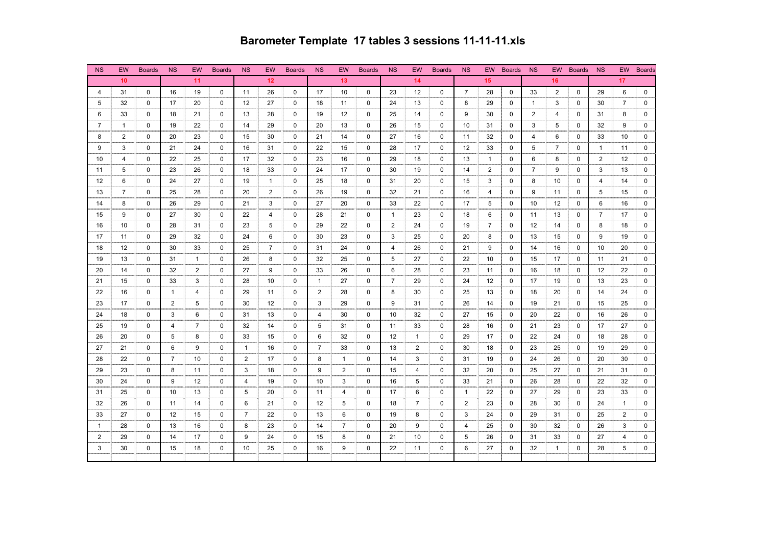# Barometer Template 17 tables 3 sessions 11-11-11.xls

| NS | EW | Boards | NS | EW | Boards | NS | EW | Boards | NS | EW | Boards | NS | EW | Boards | NS | EW | Boards | NS | EW | Boards | NS | EW | Boards |
|---|---|---|---|---|---|---|---|---|---|---|---|---|---|---|---|---|---|---|---|---|---|---|---|
| | 10 | | | 11 | | | 12 | | | 13 | | | 14 | | | 15 | | | 16 | | | 17 | |
| 4 | 31 | 0 | 16 | 19 | 0 | 11 | 26 | 0 | 17 | 10 | 0 | 23 | 12 | 0 | 7 | 28 | 0 | 33 | 2 | 0 | 29 | 6 | 0 |
| 5 | 32 | 0 | 17 | 20 | 0 | 12 | 27 | 0 | 18 | 11 | 0 | 24 | 13 | 0 | 8 | 29 | 0 | 1 | 3 | 0 | 30 | 7 | 0 |
| 6 | 33 | 0 | 18 | 21 | 0 | 13 | 28 | 0 | 19 | 12 | 0 | 25 | 14 | 0 | 9 | 30 | 0 | 2 | 4 | 0 | 31 | 8 | 0 |
| 7 | 1 | 0 | 19 | 22 | 0 | 14 | 29 | 0 | 20 | 13 | 0 | 26 | 15 | 0 | 10 | 31 | 0 | 3 | 5 | 0 | 32 | 9 | 0 |
| 8 | 2 | 0 | 20 | 23 | 0 | 15 | 30 | 0 | 21 | 14 | 0 | 27 | 16 | 0 | 11 | 32 | 0 | 4 | 6 | 0 | 33 | 10 | 0 |
| 9 | 3 | 0 | 21 | 24 | 0 | 16 | 31 | 0 | 22 | 15 | 0 | 28 | 17 | 0 | 12 | 33 | 0 | 5 | 7 | 0 | 1 | 11 | 0 |
| 10 | 4 | 0 | 22 | 25 | 0 | 17 | 32 | 0 | 23 | 16 | 0 | 29 | 18 | 0 | 13 | 1 | 0 | 6 | 8 | 0 | 2 | 12 | 0 |
| 11 | 5 | 0 | 23 | 26 | 0 | 18 | 33 | 0 | 24 | 17 | 0 | 30 | 19 | 0 | 14 | 2 | 0 | 7 | 9 | 0 | 3 | 13 | 0 |
| 12 | 6 | 0 | 24 | 27 | 0 | 19 | 1 | 0 | 25 | 18 | 0 | 31 | 20 | 0 | 15 | 3 | 0 | 8 | 10 | 0 | 4 | 14 | 0 |
| 13 | 7 | 0 | 25 | 28 | 0 | 20 | 2 | 0 | 26 | 19 | 0 | 32 | 21 | 0 | 16 | 4 | 0 | 9 | 11 | 0 | 5 | 15 | 0 |
| 14 | 8 | 0 | 26 | 29 | 0 | 21 | 3 | 0 | 27 | 20 | 0 | 33 | 22 | 0 | 17 | 5 | 0 | 10 | 12 | 0 | 6 | 16 | 0 |
| 15 | 9 | 0 | 27 | 30 | 0 | 22 | 4 | 0 | 28 | 21 | 0 | 1 | 23 | 0 | 18 | 6 | 0 | 11 | 13 | 0 | 7 | 17 | 0 |
| 16 | 10 | 0 | 28 | 31 | 0 | 23 | 5 | 0 | 29 | 22 | 0 | 2 | 24 | 0 | 19 | 7 | 0 | 12 | 14 | 0 | 8 | 18 | 0 |
| 17 | 11 | 0 | 29 | 32 | 0 | 24 | 6 | 0 | 30 | 23 | 0 | 3 | 25 | 0 | 20 | 8 | 0 | 13 | 15 | 0 | 9 | 19 | 0 |
| 18 | 12 | 0 | 30 | 33 | 0 | 25 | 7 | 0 | 31 | 24 | 0 | 4 | 26 | 0 | 21 | 9 | 0 | 14 | 16 | 0 | 10 | 20 | 0 |
| 19 | 13 | 0 | 31 | 1 | 0 | 26 | 8 | 0 | 32 | 25 | 0 | 5 | 27 | 0 | 22 | 10 | 0 | 15 | 17 | 0 | 11 | 21 | 0 |
| 20 | 14 | 0 | 32 | 2 | 0 | 27 | 9 | 0 | 33 | 26 | 0 | 6 | 28 | 0 | 23 | 11 | 0 | 16 | 18 | 0 | 12 | 22 | 0 |
| 21 | 15 | 0 | 33 | 3 | 0 | 28 | 10 | 0 | 1 | 27 | 0 | 7 | 29 | 0 | 24 | 12 | 0 | 17 | 19 | 0 | 13 | 23 | 0 |
| 22 | 16 | 0 | 1 | 4 | 0 | 29 | 11 | 0 | 2 | 28 | 0 | 8 | 30 | 0 | 25 | 13 | 0 | 18 | 20 | 0 | 14 | 24 | 0 |
| 23 | 17 | 0 | 2 | 5 | 0 | 30 | 12 | 0 | 3 | 29 | 0 | 9 | 31 | 0 | 26 | 14 | 0 | 19 | 21 | 0 | 15 | 25 | 0 |
| 24 | 18 | 0 | 3 | 6 | 0 | 31 | 13 | 0 | 4 | 30 | 0 | 10 | 32 | 0 | 27 | 15 | 0 | 20 | 22 | 0 | 16 | 26 | 0 |
| 25 | 19 | 0 | 4 | 7 | 0 | 32 | 14 | 0 | 5 | 31 | 0 | 11 | 33 | 0 | 28 | 16 | 0 | 21 | 23 | 0 | 17 | 27 | 0 |
| 26 | 20 | 0 | 5 | 8 | 0 | 33 | 15 | 0 | 6 | 32 | 0 | 12 | 1 | 0 | 29 | 17 | 0 | 22 | 24 | 0 | 18 | 28 | 0 |
| 27 | 21 | 0 | 6 | 9 | 0 | 1 | 16 | 0 | 7 | 33 | 0 | 13 | 2 | 0 | 30 | 18 | 0 | 23 | 25 | 0 | 19 | 29 | 0 |
| 28 | 22 | 0 | 7 | 10 | 0 | 2 | 17 | 0 | 8 | 1 | 0 | 14 | 3 | 0 | 31 | 19 | 0 | 24 | 26 | 0 | 20 | 30 | 0 |
| 29 | 23 | 0 | 8 | 11 | 0 | 3 | 18 | 0 | 9 | 2 | 0 | 15 | 4 | 0 | 32 | 20 | 0 | 25 | 27 | 0 | 21 | 31 | 0 |
| 30 | 24 | 0 | 9 | 12 | 0 | 4 | 19 | 0 | 10 | 3 | 0 | 16 | 5 | 0 | 33 | 21 | 0 | 26 | 28 | 0 | 22 | 32 | 0 |
| 31 | 25 | 0 | 10 | 13 | 0 | 5 | 20 | 0 | 11 | 4 | 0 | 17 | 6 | 0 | 1 | 22 | 0 | 27 | 29 | 0 | 23 | 33 | 0 |
| 32 | 26 | 0 | 11 | 14 | 0 | 6 | 21 | 0 | 12 | 5 | 0 | 18 | 7 | 0 | 2 | 23 | 0 | 28 | 30 | 0 | 24 | 1 | 0 |
| 33 | 27 | 0 | 12 | 15 | 0 | 7 | 22 | 0 | 13 | 6 | 0 | 19 | 8 | 0 | 3 | 24 | 0 | 29 | 31 | 0 | 25 | 2 | 0 |
| 1 | 28 | 0 | 13 | 16 | 0 | 8 | 23 | 0 | 14 | 7 | 0 | 20 | 9 | 0 | 4 | 25 | 0 | 30 | 32 | 0 | 26 | 3 | 0 |
| 2 | 29 | 0 | 14 | 17 | 0 | 9 | 24 | 0 | 15 | 8 | 0 | 21 | 10 | 0 | 5 | 26 | 0 | 31 | 33 | 0 | 27 | 4 | 0 |
| 3 | 30 | 0 | 15 | 18 | 0 | 10 | 25 | 0 | 16 | 9 | 0 | 22 | 11 | 0 | 6 | 27 | 0 | 32 | 1 | 0 | 28 | 5 | 0 |